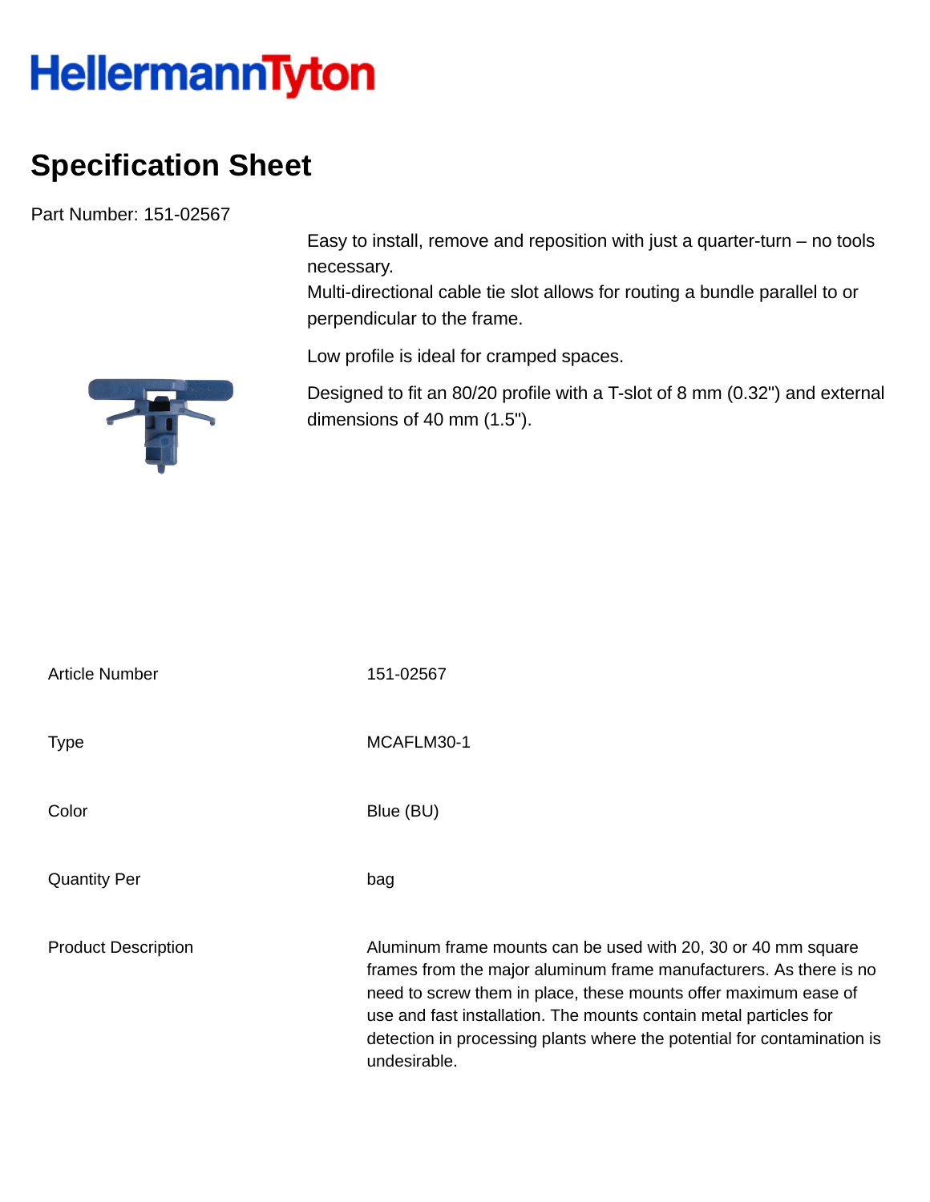HellermannTyton

# Specification Sheet

Part Number: 151-02567

Easy to install, remove and reposition with just a quarter-turn – no tools necessary.
Multi-directional cable tie slot allows for routing a bundle parallel to or perpendicular to the frame.

Low profile is ideal for cramped spaces.

Designed to fit an 80/20 profile with a T-slot of 8 mm (0.32") and external dimensions of 40 mm (1.5").

| | |
|---|---|
| Article Number | 151-02567 |
| Type | MCAFLM30-1 |
| Color | Blue (BU) |
| Quantity Per | bag |
| Product Description | Aluminum frame mounts can be used with 20, 30 or 40 mm square frames from the major aluminum frame manufacturers. As there is no need to screw them in place, these mounts offer maximum ease of use and fast installation. The mounts contain metal particles for detection in processing plants where the potential for contamination is undesirable. |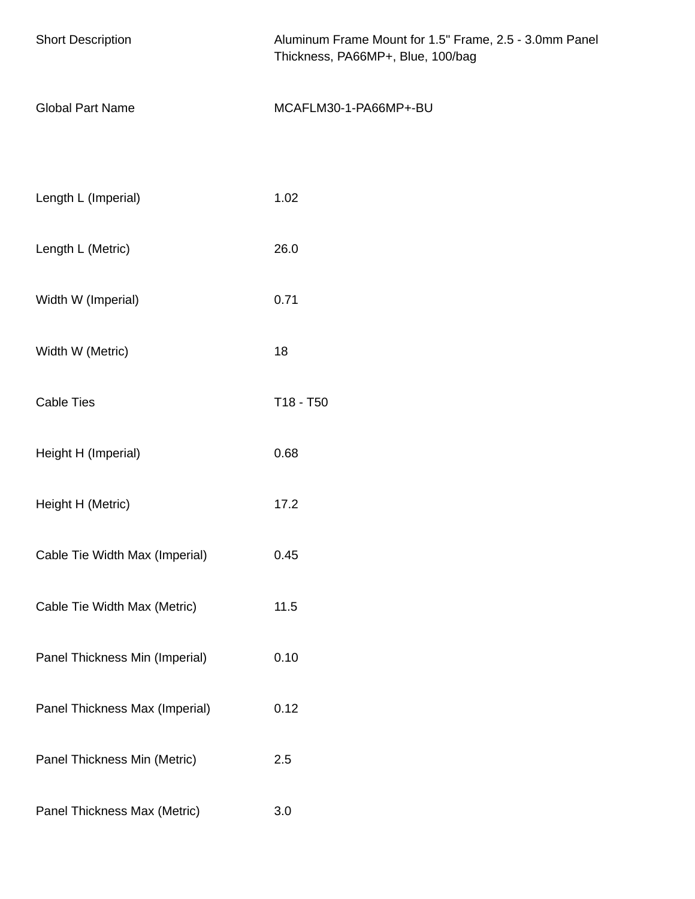| | |
|---|---|
| Short Description | Aluminum Frame Mount for 1.5" Frame, 2.5 - 3.0mm Panel Thickness, PA66MP+, Blue, 100/bag |
| Global Part Name | MCAFLM30-1-PA66MP+-BU |
| Length L (Imperial) | 1.02 |
| Length L (Metric) | 26.0 |
| Width W (Imperial) | 0.71 |
| Width W (Metric) | 18 |
| Cable Ties | T18 - T50 |
| Height H (Imperial) | 0.68 |
| Height H (Metric) | 17.2 |
| Cable Tie Width Max (Imperial) | 0.45 |
| Cable Tie Width Max (Metric) | 11.5 |
| Panel Thickness Min (Imperial) | 0.10 |
| Panel Thickness Max (Imperial) | 0.12 |
| Panel Thickness Min (Metric) | 2.5 |
| Panel Thickness Max (Metric) | 3.0 |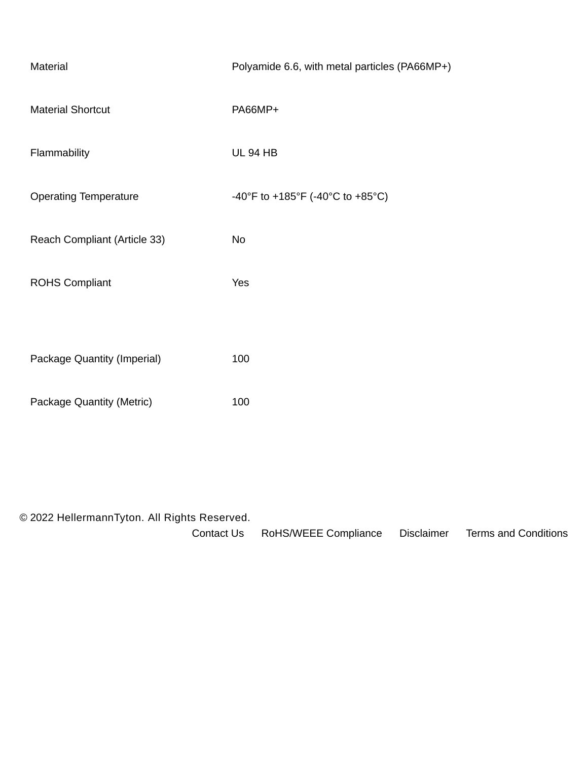| | |
|---|---|
| Material | Polyamide 6.6, with metal particles (PA66MP+) |
| Material Shortcut | PA66MP+ |
| Flammability | UL 94 HB |
| Operating Temperature | -40°F to +185°F (-40°C to +85°C) |
| Reach Compliant (Article 33) | No |
| ROHS Compliant | Yes |

| | |
|---|---|
| Package Quantity (Imperial) | 100 |
| Package Quantity (Metric) | 100 |

© 2022 HellermannTyton. All Rights Reserved.

Contact Us RoHS/WEEE Compliance Disclaimer Terms and Conditions